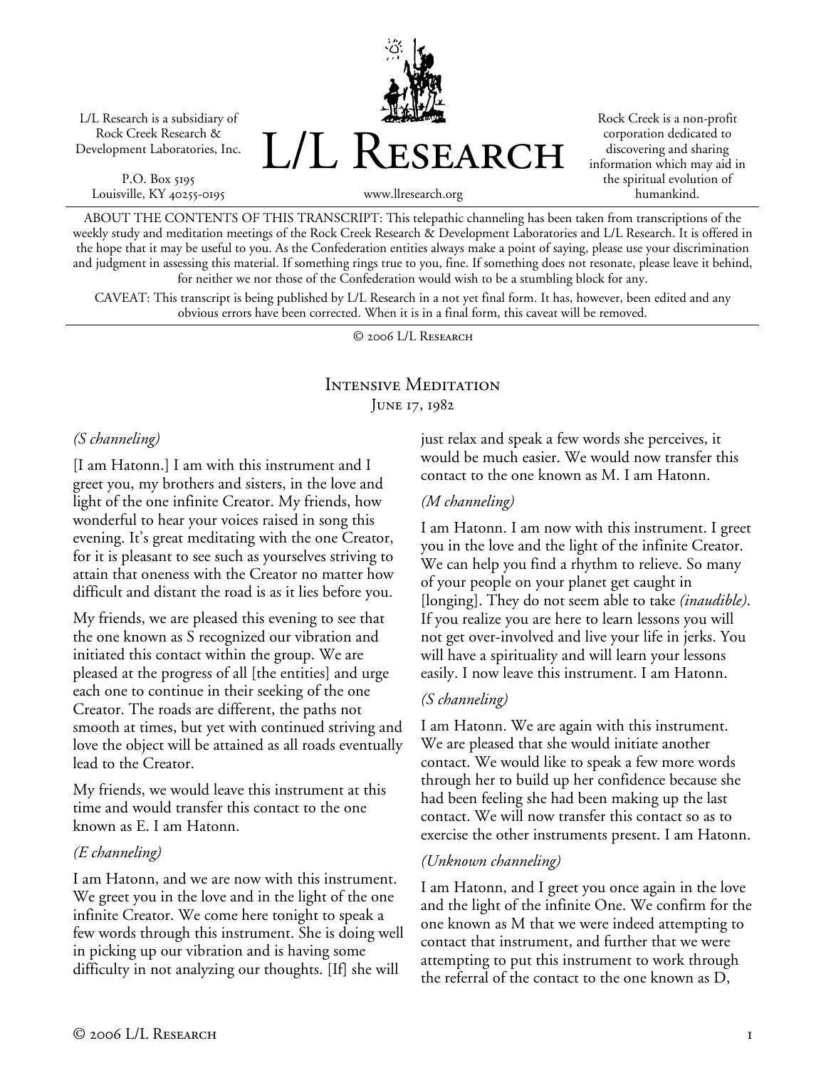L/L Research is a subsidiary of Rock Creek Research & Development Laboratories, Inc.

P.O. Box 5195
Louisville, KY 40255-0195

# L/L Research

www.llresearch.org

Rock Creek is a non-profit corporation dedicated to discovering and sharing information which may aid in the spiritual evolution of humankind.

ABOUT THE CONTENTS OF THIS TRANSCRIPT: This telepathic channeling has been taken from transcriptions of the weekly study and meditation meetings of the Rock Creek Research & Development Laboratories and L/L Research. It is offered in the hope that it may be useful to you. As the Confederation entities always make a point of saying, please use your discrimination and judgment in assessing this material. If something rings true to you, fine. If something does not resonate, please leave it behind, for neither we nor those of the Confederation would wish to be a stumbling block for any.

CAVEAT: This transcript is being published by L/L Research in a not yet final form. It has, however, been edited and any obvious errors have been corrected. When it is in a final form, this caveat will be removed.

© 2006 L/L Research

## Intensive Meditation
### June 17, 1982

*(S channeling)*

[I am Hatonn.] I am with this instrument and I greet you, my brothers and sisters, in the love and light of the one infinite Creator. My friends, how wonderful to hear your voices raised in song this evening. It's great meditating with the one Creator, for it is pleasant to see such as yourselves striving to attain that oneness with the Creator no matter how difficult and distant the road is as it lies before you.

My friends, we are pleased this evening to see that the one known as S recognized our vibration and initiated this contact within the group. We are pleased at the progress of all [the entities] and urge each one to continue in their seeking of the one Creator. The roads are different, the paths not smooth at times, but yet with continued striving and love the object will be attained as all roads eventually lead to the Creator.

My friends, we would leave this instrument at this time and would transfer this contact to the one known as E. I am Hatonn.

*(E channeling)*

I am Hatonn, and we are now with this instrument. We greet you in the love and in the light of the one infinite Creator. We come here tonight to speak a few words through this instrument. She is doing well in picking up our vibration and is having some difficulty in not analyzing our thoughts. [If] she will just relax and speak a few words she perceives, it would be much easier. We would now transfer this contact to the one known as M. I am Hatonn.

*(M channeling)*

I am Hatonn. I am now with this instrument. I greet you in the love and the light of the infinite Creator. We can help you find a rhythm to relieve. So many of your people on your planet get caught in [longing]. They do not seem able to take *(inaudible)*. If you realize you are here to learn lessons you will not get over-involved and live your life in jerks. You will have a spirituality and will learn your lessons easily. I now leave this instrument. I am Hatonn.

*(S channeling)*

I am Hatonn. We are again with this instrument. We are pleased that she would initiate another contact. We would like to speak a few more words through her to build up her confidence because she had been feeling she had been making up the last contact. We will now transfer this contact so as to exercise the other instruments present. I am Hatonn.

*(Unknown channeling)*

I am Hatonn, and I greet you once again in the love and the light of the infinite One. We confirm for the one known as M that we were indeed attempting to contact that instrument, and further that we were attempting to put this instrument to work through the referral of the contact to the one known as D,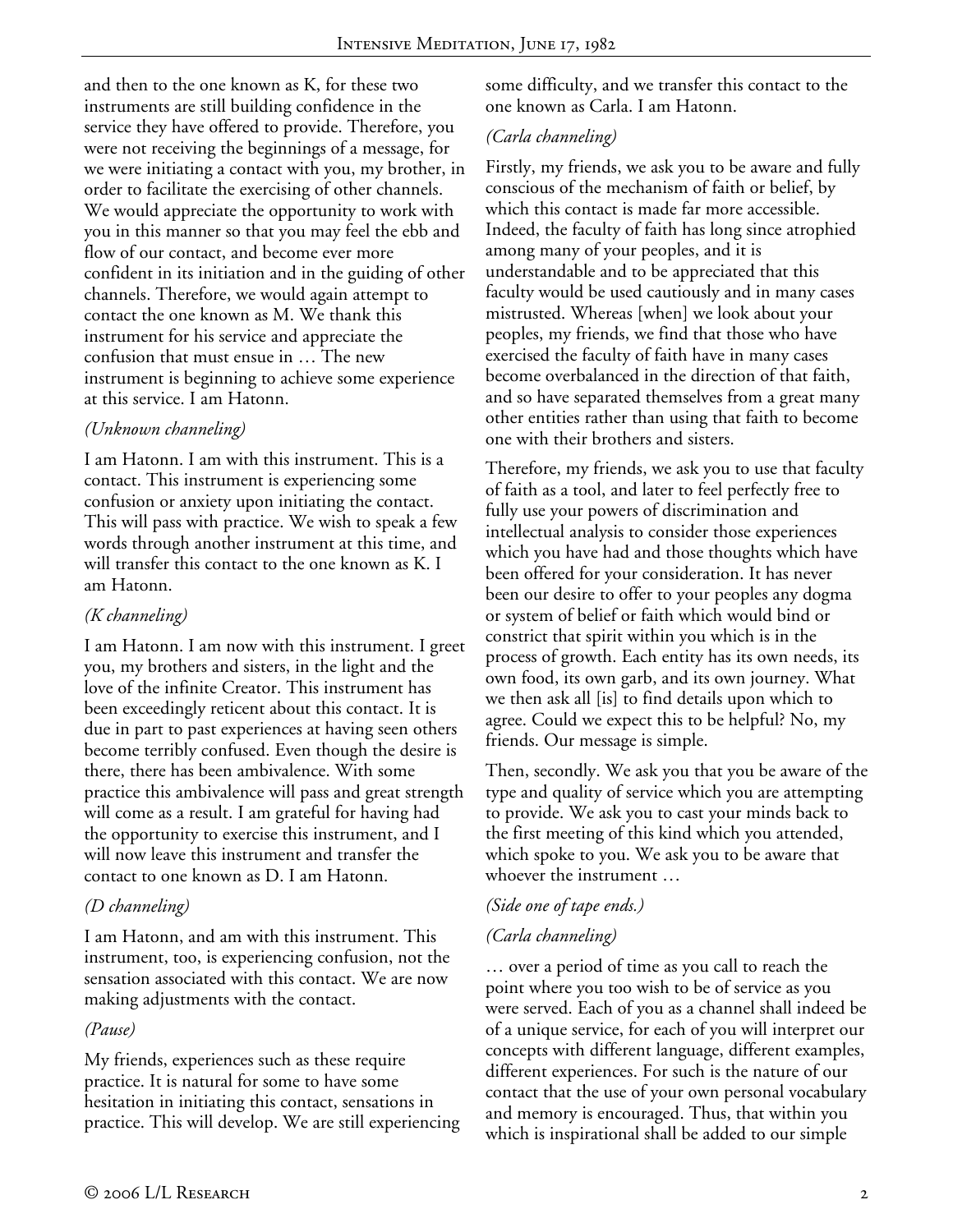and then to the one known as K, for these two instruments are still building confidence in the service they have offered to provide. Therefore, you were not receiving the beginnings of a message, for we were initiating a contact with you, my brother, in order to facilitate the exercising of other channels. We would appreciate the opportunity to work with you in this manner so that you may feel the ebb and flow of our contact, and become ever more confident in its initiation and in the guiding of other channels. Therefore, we would again attempt to contact the one known as M. We thank this instrument for his service and appreciate the confusion that must ensue in … The new instrument is beginning to achieve some experience at this service. I am Hatonn.

*(Unknown channeling)*

I am Hatonn. I am with this instrument. This is a contact. This instrument is experiencing some confusion or anxiety upon initiating the contact. This will pass with practice. We wish to speak a few words through another instrument at this time, and will transfer this contact to the one known as K. I am Hatonn.

*(K channeling)*

I am Hatonn. I am now with this instrument. I greet you, my brothers and sisters, in the light and the love of the infinite Creator. This instrument has been exceedingly reticent about this contact. It is due in part to past experiences at having seen others become terribly confused. Even though the desire is there, there has been ambivalence. With some practice this ambivalence will pass and great strength will come as a result. I am grateful for having had the opportunity to exercise this instrument, and I will now leave this instrument and transfer the contact to one known as D. I am Hatonn.

*(D channeling)*

I am Hatonn, and am with this instrument. This instrument, too, is experiencing confusion, not the sensation associated with this contact. We are now making adjustments with the contact.

*(Pause)*

My friends, experiences such as these require practice. It is natural for some to have some hesitation in initiating this contact, sensations in practice. This will develop. We are still experiencing some difficulty, and we transfer this contact to the one known as Carla. I am Hatonn.

*(Carla channeling)*

Firstly, my friends, we ask you to be aware and fully conscious of the mechanism of faith or belief, by which this contact is made far more accessible. Indeed, the faculty of faith has long since atrophied among many of your peoples, and it is understandable and to be appreciated that this faculty would be used cautiously and in many cases mistrusted. Whereas [when] we look about your peoples, my friends, we find that those who have exercised the faculty of faith have in many cases become overbalanced in the direction of that faith, and so have separated themselves from a great many other entities rather than using that faith to become one with their brothers and sisters.

Therefore, my friends, we ask you to use that faculty of faith as a tool, and later to feel perfectly free to fully use your powers of discrimination and intellectual analysis to consider those experiences which you have had and those thoughts which have been offered for your consideration. It has never been our desire to offer to your peoples any dogma or system of belief or faith which would bind or constrict that spirit within you which is in the process of growth. Each entity has its own needs, its own food, its own garb, and its own journey. What we then ask all [is] to find details upon which to agree. Could we expect this to be helpful? No, my friends. Our message is simple.

Then, secondly. We ask you that you be aware of the type and quality of service which you are attempting to provide. We ask you to cast your minds back to the first meeting of this kind which you attended, which spoke to you. We ask you to be aware that whoever the instrument …

*(Side one of tape ends.)*

*(Carla channeling)*

… over a period of time as you call to reach the point where you too wish to be of service as you were served. Each of you as a channel shall indeed be of a unique service, for each of you will interpret our concepts with different language, different examples, different experiences. For such is the nature of our contact that the use of your own personal vocabulary and memory is encouraged. Thus, that within you which is inspirational shall be added to our simple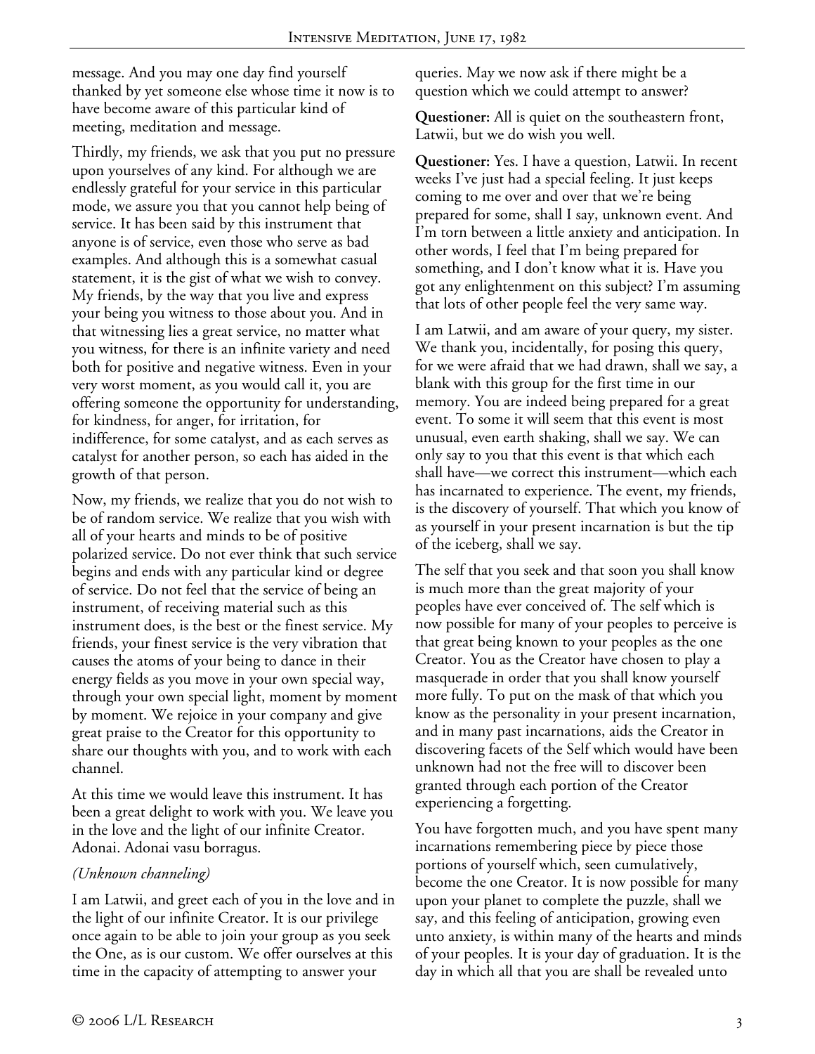message. And you may one day find yourself thanked by yet someone else whose time it now is to have become aware of this particular kind of meeting, meditation and message.

Thirdly, my friends, we ask that you put no pressure upon yourselves of any kind. For although we are endlessly grateful for your service in this particular mode, we assure you that you cannot help being of service. It has been said by this instrument that anyone is of service, even those who serve as bad examples. And although this is a somewhat casual statement, it is the gist of what we wish to convey. My friends, by the way that you live and express your being you witness to those about you. And in that witnessing lies a great service, no matter what you witness, for there is an infinite variety and need both for positive and negative witness. Even in your very worst moment, as you would call it, you are offering someone the opportunity for understanding, for kindness, for anger, for irritation, for indifference, for some catalyst, and as each serves as catalyst for another person, so each has aided in the growth of that person.

Now, my friends, we realize that you do not wish to be of random service. We realize that you wish with all of your hearts and minds to be of positive polarized service. Do not ever think that such service begins and ends with any particular kind or degree of service. Do not feel that the service of being an instrument, of receiving material such as this instrument does, is the best or the finest service. My friends, your finest service is the very vibration that causes the atoms of your being to dance in their energy fields as you move in your own special way, through your own special light, moment by moment by moment. We rejoice in your company and give great praise to the Creator for this opportunity to share our thoughts with you, and to work with each channel.

At this time we would leave this instrument. It has been a great delight to work with you. We leave you in the love and the light of our infinite Creator. Adonai. Adonai vasu borragus.

*(Unknown channeling)*

I am Latwii, and greet each of you in the love and in the light of our infinite Creator. It is our privilege once again to be able to join your group as you seek the One, as is our custom. We offer ourselves at this time in the capacity of attempting to answer your queries. May we now ask if there might be a question which we could attempt to answer?

**Questioner:** All is quiet on the southeastern front, Latwii, but we do wish you well.

**Questioner:** Yes. I have a question, Latwii. In recent weeks I've just had a special feeling. It just keeps coming to me over and over that we're being prepared for some, shall I say, unknown event. And I'm torn between a little anxiety and anticipation. In other words, I feel that I'm being prepared for something, and I don't know what it is. Have you got any enlightenment on this subject? I'm assuming that lots of other people feel the very same way.

I am Latwii, and am aware of your query, my sister. We thank you, incidentally, for posing this query, for we were afraid that we had drawn, shall we say, a blank with this group for the first time in our memory. You are indeed being prepared for a great event. To some it will seem that this event is most unusual, even earth shaking, shall we say. We can only say to you that this event is that which each shall have—we correct this instrument—which each has incarnated to experience. The event, my friends, is the discovery of yourself. That which you know of as yourself in your present incarnation is but the tip of the iceberg, shall we say.

The self that you seek and that soon you shall know is much more than the great majority of your peoples have ever conceived of. The self which is now possible for many of your peoples to perceive is that great being known to your peoples as the one Creator. You as the Creator have chosen to play a masquerade in order that you shall know yourself more fully. To put on the mask of that which you know as the personality in your present incarnation, and in many past incarnations, aids the Creator in discovering facets of the Self which would have been unknown had not the free will to discover been granted through each portion of the Creator experiencing a forgetting.

You have forgotten much, and you have spent many incarnations remembering piece by piece those portions of yourself which, seen cumulatively, become the one Creator. It is now possible for many upon your planet to complete the puzzle, shall we say, and this feeling of anticipation, growing even unto anxiety, is within many of the hearts and minds of your peoples. It is your day of graduation. It is the day in which all that you are shall be revealed unto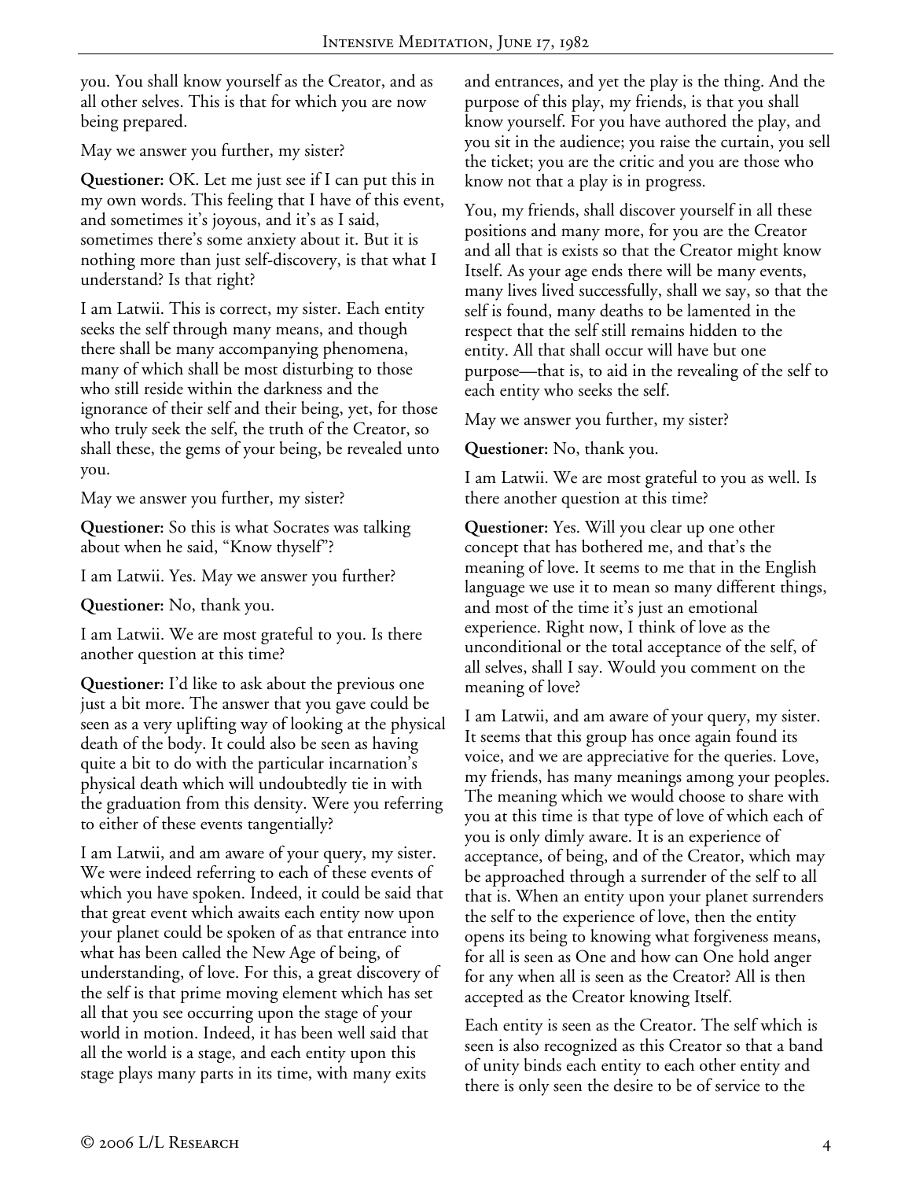you. You shall know yourself as the Creator, and as all other selves. This is that for which you are now being prepared.

May we answer you further, my sister?

**Questioner:** OK. Let me just see if I can put this in my own words. This feeling that I have of this event, and sometimes it's joyous, and it's as I said, sometimes there's some anxiety about it. But it is nothing more than just self-discovery, is that what I understand? Is that right?

I am Latwii. This is correct, my sister. Each entity seeks the self through many means, and though there shall be many accompanying phenomena, many of which shall be most disturbing to those who still reside within the darkness and the ignorance of their self and their being, yet, for those who truly seek the self, the truth of the Creator, so shall these, the gems of your being, be revealed unto you.

May we answer you further, my sister?

**Questioner:** So this is what Socrates was talking about when he said, "Know thyself"?

I am Latwii. Yes. May we answer you further?

**Questioner:** No, thank you.

I am Latwii. We are most grateful to you. Is there another question at this time?

**Questioner:** I'd like to ask about the previous one just a bit more. The answer that you gave could be seen as a very uplifting way of looking at the physical death of the body. It could also be seen as having quite a bit to do with the particular incarnation's physical death which will undoubtedly tie in with the graduation from this density. Were you referring to either of these events tangentially?

I am Latwii, and am aware of your query, my sister. We were indeed referring to each of these events of which you have spoken. Indeed, it could be said that that great event which awaits each entity now upon your planet could be spoken of as that entrance into what has been called the New Age of being, of understanding, of love. For this, a great discovery of the self is that prime moving element which has set all that you see occurring upon the stage of your world in motion. Indeed, it has been well said that all the world is a stage, and each entity upon this stage plays many parts in its time, with many exits and entrances, and yet the play is the thing. And the purpose of this play, my friends, is that you shall know yourself. For you have authored the play, and you sit in the audience; you raise the curtain, you sell the ticket; you are the critic and you are those who know not that a play is in progress.

You, my friends, shall discover yourself in all these positions and many more, for you are the Creator and all that is exists so that the Creator might know Itself. As your age ends there will be many events, many lives lived successfully, shall we say, so that the self is found, many deaths to be lamented in the respect that the self still remains hidden to the entity. All that shall occur will have but one purpose—that is, to aid in the revealing of the self to each entity who seeks the self.

May we answer you further, my sister?

**Questioner:** No, thank you.

I am Latwii. We are most grateful to you as well. Is there another question at this time?

**Questioner:** Yes. Will you clear up one other concept that has bothered me, and that's the meaning of love. It seems to me that in the English language we use it to mean so many different things, and most of the time it's just an emotional experience. Right now, I think of love as the unconditional or the total acceptance of the self, of all selves, shall I say. Would you comment on the meaning of love?

I am Latwii, and am aware of your query, my sister. It seems that this group has once again found its voice, and we are appreciative for the queries. Love, my friends, has many meanings among your peoples. The meaning which we would choose to share with you at this time is that type of love of which each of you is only dimly aware. It is an experience of acceptance, of being, and of the Creator, which may be approached through a surrender of the self to all that is. When an entity upon your planet surrenders the self to the experience of love, then the entity opens its being to knowing what forgiveness means, for all is seen as One and how can One hold anger for any when all is seen as the Creator? All is then accepted as the Creator knowing Itself.

Each entity is seen as the Creator. The self which is seen is also recognized as this Creator so that a band of unity binds each entity to each other entity and there is only seen the desire to be of service to the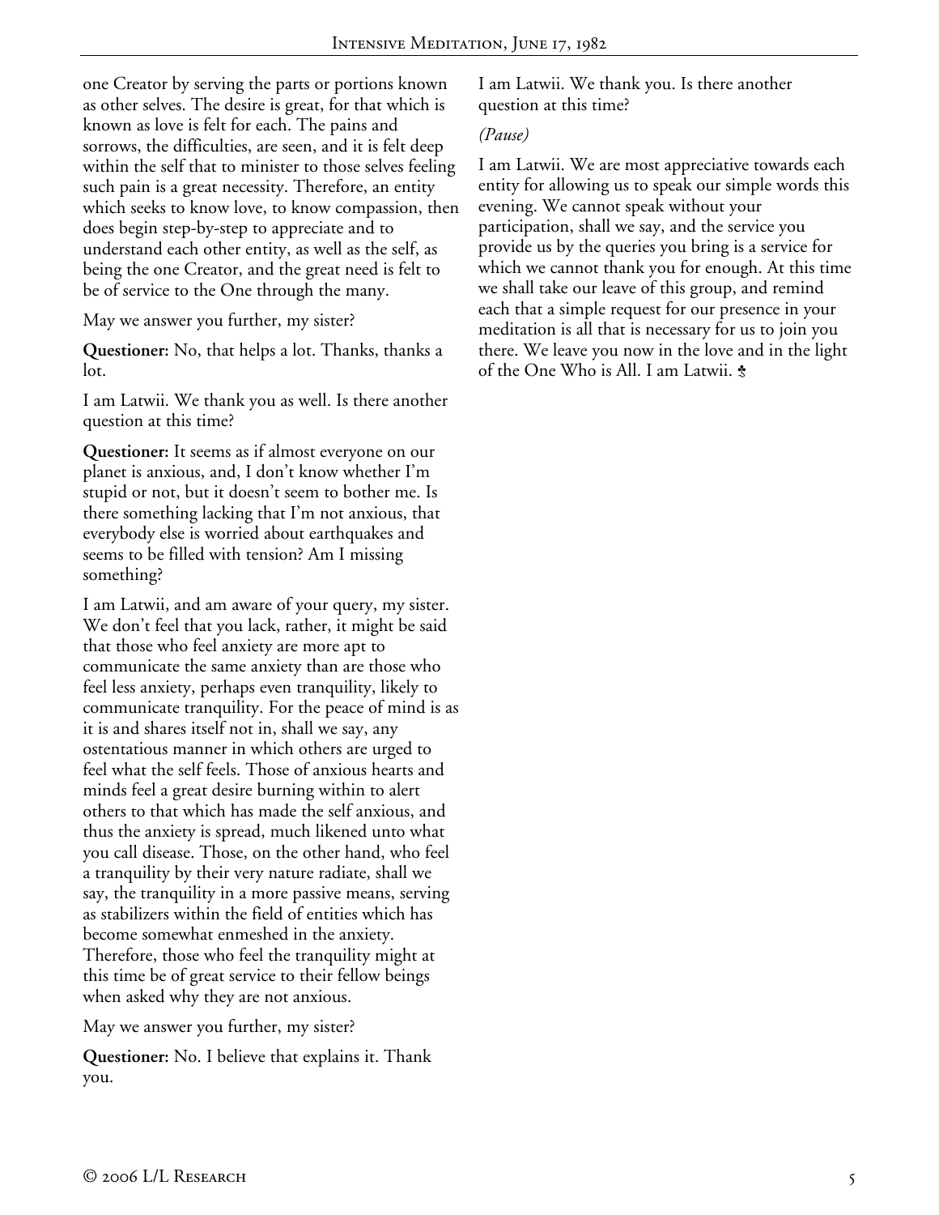one Creator by serving the parts or portions known as other selves. The desire is great, for that which is known as love is felt for each. The pains and sorrows, the difficulties, are seen, and it is felt deep within the self that to minister to those selves feeling such pain is a great necessity. Therefore, an entity which seeks to know love, to know compassion, then does begin step-by-step to appreciate and to understand each other entity, as well as the self, as being the one Creator, and the great need is felt to be of service to the One through the many.

May we answer you further, my sister?

**Questioner:** No, that helps a lot. Thanks, thanks a lot.

I am Latwii. We thank you as well. Is there another question at this time?

**Questioner:** It seems as if almost everyone on our planet is anxious, and, I don't know whether I'm stupid or not, but it doesn't seem to bother me. Is there something lacking that I'm not anxious, that everybody else is worried about earthquakes and seems to be filled with tension? Am I missing something?

I am Latwii, and am aware of your query, my sister. We don't feel that you lack, rather, it might be said that those who feel anxiety are more apt to communicate the same anxiety than are those who feel less anxiety, perhaps even tranquility, likely to communicate tranquility. For the peace of mind is as it is and shares itself not in, shall we say, any ostentatious manner in which others are urged to feel what the self feels. Those of anxious hearts and minds feel a great desire burning within to alert others to that which has made the self anxious, and thus the anxiety is spread, much likened unto what you call disease. Those, on the other hand, who feel a tranquility by their very nature radiate, shall we say, the tranquility in a more passive means, serving as stabilizers within the field of entities which has become somewhat enmeshed in the anxiety. Therefore, those who feel the tranquility might at this time be of great service to their fellow beings when asked why they are not anxious.

May we answer you further, my sister?

**Questioner:** No. I believe that explains it. Thank you.

I am Latwii. We thank you. Is there another question at this time?

*(Pause)*

I am Latwii. We are most appreciative towards each entity for allowing us to speak our simple words this evening. We cannot speak without your participation, shall we say, and the service you provide us by the queries you bring is a service for which we cannot thank you for enough. At this time we shall take our leave of this group, and remind each that a simple request for our presence in your meditation is all that is necessary for us to join you there. We leave you now in the love and in the light of the One Who is All. I am Latwii.